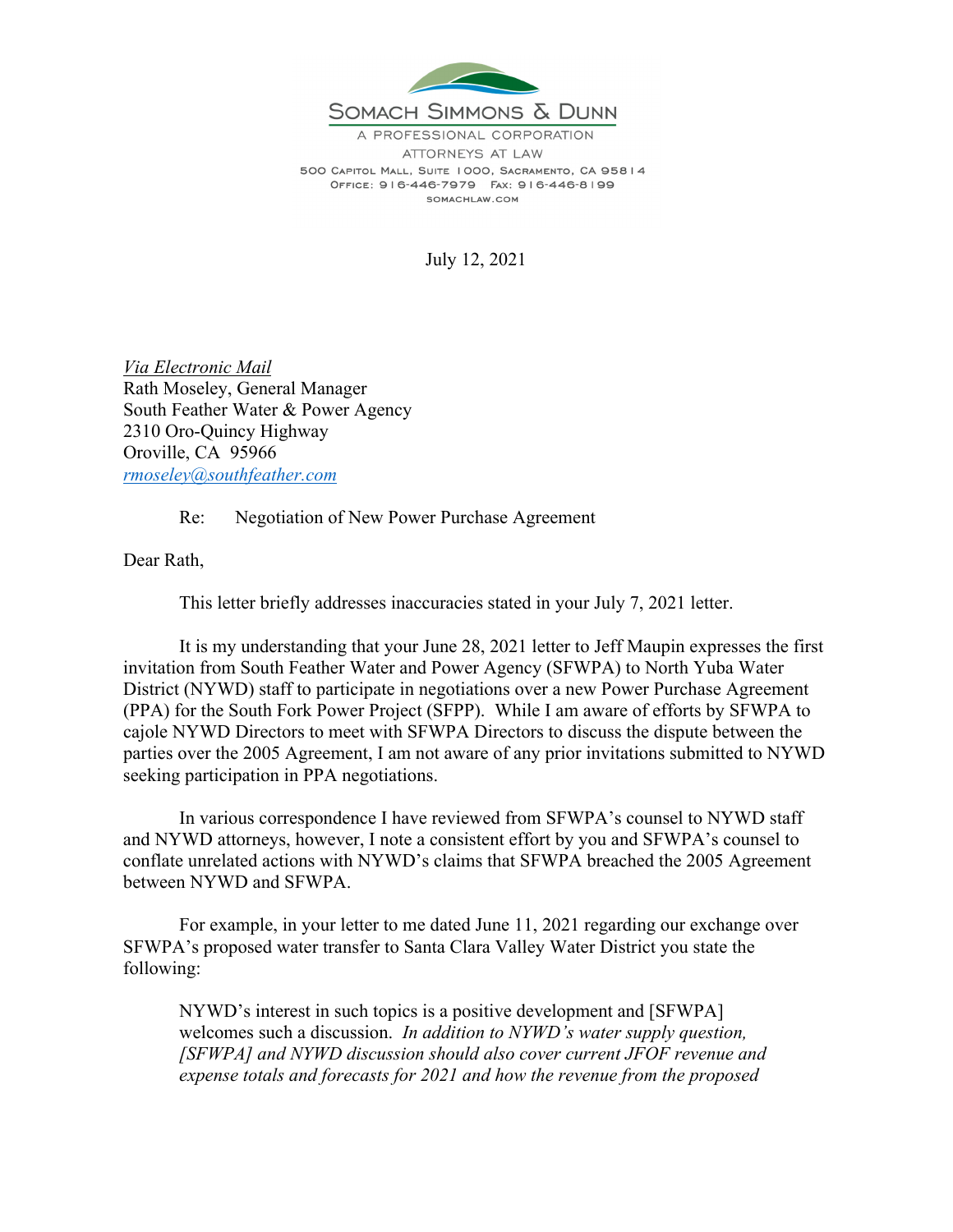SOMACH SIMMONS & DUNN

A PROFESSIONAL CORPORATION

ATTORNEYS AT LAW

500 CAPITOL MALL, SUITE 1000, SACRAMENTO, CA 95814

OFFICE: 916-446-7979 FAX: 916-446-8199

SOMACHLAW.COM

July 12, 2021

_Via Electronic Mail_
Rath Moseley, General Manager
South Feather Water & Power Agency
2310 Oro-Quincy Highway
Oroville, CA 95966
rmoseley@southfeather.com

Re: Negotiation of New Power Purchase Agreement

Dear Rath,

This letter briefly addresses inaccuracies stated in your July 7, 2021 letter.

It is my understanding that your June 28, 2021 letter to Jeff Maupin expresses the first invitation from South Feather Water and Power Agency (SFWPA) to North Yuba Water District (NYWD) staff to participate in negotiations over a new Power Purchase Agreement (PPA) for the South Fork Power Project (SFPP). While I am aware of efforts by SFWPA to cajole NYWD Directors to meet with SFWPA Directors to discuss the dispute between the parties over the 2005 Agreement, I am not aware of any prior invitations submitted to NYWD seeking participation in PPA negotiations.

In various correspondence I have reviewed from SFWPA's counsel to NYWD staff and NYWD attorneys, however, I note a consistent effort by you and SFWPA's counsel to conflate unrelated actions with NYWD's claims that SFWPA breached the 2005 Agreement between NYWD and SFWPA.

For example, in your letter to me dated June 11, 2021 regarding our exchange over SFWPA's proposed water transfer to Santa Clara Valley Water District you state the following:

> NYWD's interest in such topics is a positive development and [SFWPA] welcomes such a discussion. _In addition to NYWD's water supply question, [SFWPA] and NYWD discussion should also cover current JFOF revenue and expense totals and forecasts for 2021 and how the revenue from the proposed_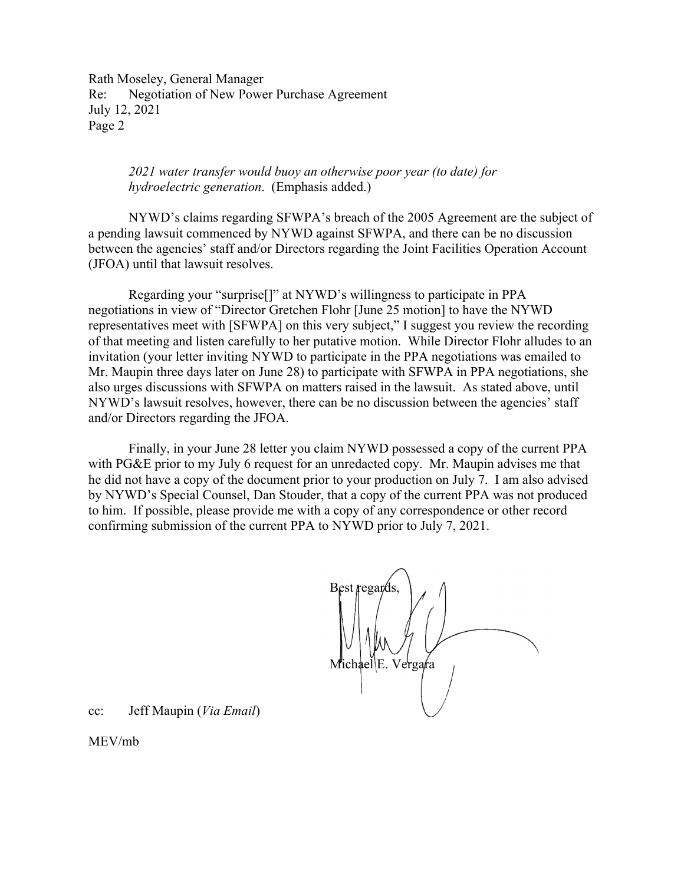Rath Moseley, General Manager
Re: Negotiation of New Power Purchase Agreement
July 12, 2021

> *2021 water transfer would buoy an otherwise poor year (to date) for hydroelectric generation*. (Emphasis added.)

NYWD's claims regarding SFWPA's breach of the 2005 Agreement are the subject of a pending lawsuit commenced by NYWD against SFWPA, and there can be no discussion between the agencies' staff and/or Directors regarding the Joint Facilities Operation Account (JFOA) until that lawsuit resolves.

Regarding your "surprise[]" at NYWD's willingness to participate in PPA negotiations in view of "Director Gretchen Flohr [June 25 motion] to have the NYWD representatives meet with [SFWPA] on this very subject," I suggest you review the recording of that meeting and listen carefully to her putative motion. While Director Flohr alludes to an invitation (your letter inviting NYWD to participate in the PPA negotiations was emailed to Mr. Maupin three days later on June 28) to participate with SFWPA in PPA negotiations, she also urges discussions with SFWPA on matters raised in the lawsuit. As stated above, until NYWD's lawsuit resolves, however, there can be no discussion between the agencies' staff and/or Directors regarding the JFOA.

Finally, in your June 28 letter you claim NYWD possessed a copy of the current PPA with PG&E prior to my July 6 request for an unredacted copy. Mr. Maupin advises me that he did not have a copy of the document prior to your production on July 7. I am also advised by NYWD's Special Counsel, Dan Stouder, that a copy of the current PPA was not produced to him. If possible, please provide me with a copy of any correspondence or other record confirming submission of the current PPA to NYWD prior to July 7, 2021.

Best regards,

Michael E. Vergara

cc: Jeff Maupin (*Via Email*)

MEV/mb